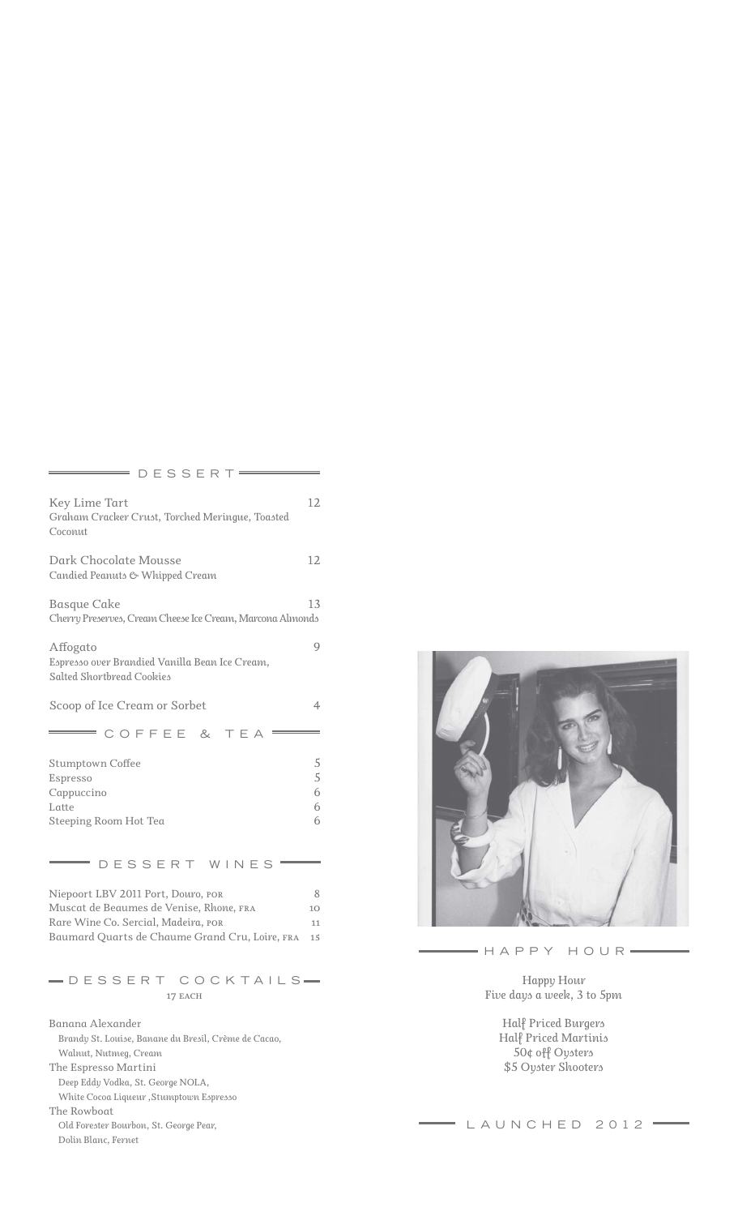## DESSERT

Key Lime Tart — 12
*Graham Cracker Crust, Torched Meringue, Toasted Coconut*

Dark Chocolate Mousse — 12
*Candied Peanuts & Whipped Cream*

Basque Cake — 13
*Cherry Preserves, Cream Cheese Ice Cream, Marcona Almonds*

Affogato — 9
*Espresso over Brandied Vanilla Bean Ice Cream, Salted Shortbread Cookies*

Scoop of Ice Cream or Sorbet — 4

## COFFEE & TEA

| | |
|---|---|
| Stumptown Coffee | 5 |
| Espresso | 5 |
| Cappuccino | 6 |
| Latte | 6 |
| Steeping Room Hot Tea | 6 |

## DESSERT WINES

| | |
|---|---|
| Niepoort LBV 2011 Port, Douro, POR | 8 |
| Muscat de Beaumes de Venise, Rhone, FRA | 10 |
| Rare Wine Co. Sercial, Madeira, POR | 11 |
| Baumard Quarts de Chaume Grand Cru, Loire, FRA | 15 |

## DESSERT COCKTAILS

17 EACH

Banana Alexander
*Brandy St. Louise, Banane du Bresil, Crème de Cacao, Walnut, Nutmeg, Cream*

The Espresso Martini
*Deep Eddy Vodka, St. George NOLA, White Cocoa Liqueur ,Stumptown Espresso*

The Rowboat
*Old Forester Bourbon, St. George Pear, Dolin Blanc, Fernet*

## HAPPY HOUR

*Happy Hour*
*Five days a week, 3 to 5pm*

*Half Priced Burgers*
*Half Priced Martinis*
*50¢ off Oysters*
*$5 Oyster Shooters*

## LAUNCHED 2012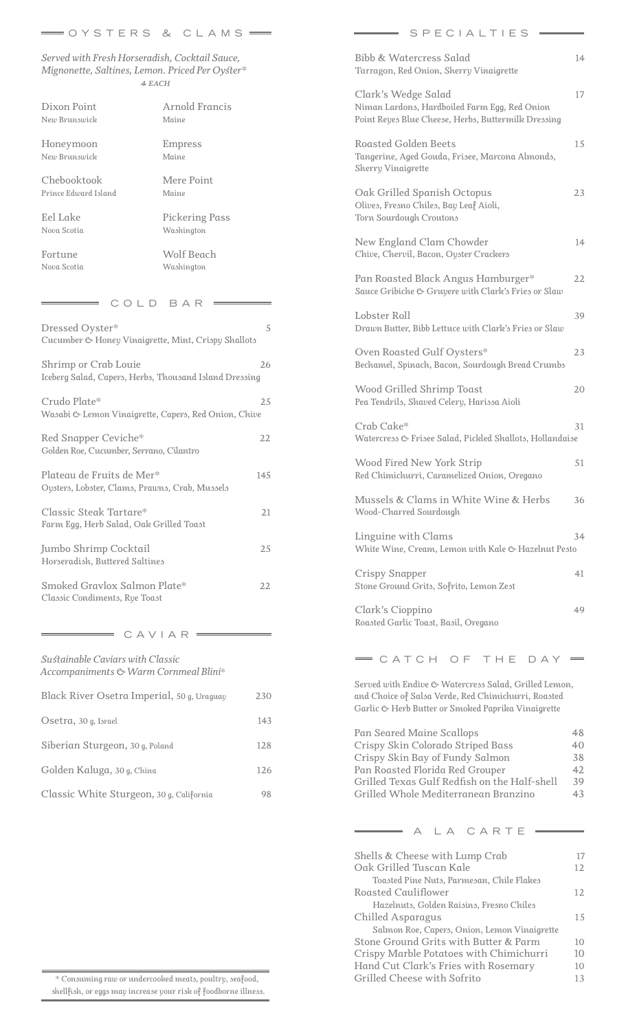## OYSTERS & CLAMS

*Served with Fresh Horseradish, Cocktail Sauce, Mignonette, Saltines, Lemon. Priced Per Oyster**

*4 EACH*

Dixon Point
New Brunswick

Honeymoon
New Brunswick

Chebooktook
Prince Edward Island

Eel Lake
Nova Scotia

Fortune
Nova Scotia

Arnold Francis
Maine

Empress
Maine

Mere Point
Maine

Pickering Pass
Washington

Wolf Beach
Washington

## COLD BAR

| | |
|---|---|
| Dressed Oyster*<br>Cucumber & Honey Vinaigrette, Mint, Crispy Shallots | 5 |
| Shrimp or Crab Louie<br>Iceberg Salad, Capers, Herbs, Thousand Island Dressing | 26 |
| Crudo Plate*<br>Wasabi & Lemon Vinaigrette, Capers, Red Onion, Chive | 25 |
| Red Snapper Ceviche*<br>Golden Roe, Cucumber, Serrano, Cilantro | 22 |
| Plateau de Fruits de Mer*<br>Oysters, Lobster, Clams, Prawns, Crab, Mussels | 145 |
| Classic Steak Tartare*<br>Farm Egg, Herb Salad, Oak Grilled Toast | 21 |
| Jumbo Shrimp Cocktail<br>Horseradish, Buttered Saltines | 25 |
| Smoked Gravlox Salmon Plate*<br>Classic Condiments, Rye Toast | 22 |

## CAVIAR

*Sustainable Caviars with Classic Accompaniments & Warm Cornmeal Blini**

| | |
|---|---|
| Black River Osetra Imperial, 50 g, Uraguay | 230 |
| Osetra, 30 g, Israel | 143 |
| Siberian Sturgeon, 30 g, Poland | 128 |
| Golden Kaluga, 30 g, China | 126 |
| Classic White Sturgeon, 30 g, California | 98 |

## SPECIALTIES

| | |
|---|---|
| Bibb & Watercress Salad<br>Tarragon, Red Onion, Sherry Vinaigrette | 14 |
| Clark's Wedge Salad<br>Niman Lardons, Hardboiled Farm Egg, Red Onion<br>Point Reyes Blue Cheese, Herbs, Buttermilk Dressing | 17 |
| Roasted Golden Beets<br>Tangerine, Aged Gouda, Frisee, Marcona Almonds, Sherry Vinaigrette | 15 |
| Oak Grilled Spanish Octopus<br>Olives, Fresno Chiles, Bay Leaf Aioli, Torn Sourdough Croutons | 23 |
| New England Clam Chowder<br>Chive, Chervil, Bacon, Oyster Crackers | 14 |
| Pan Roasted Black Angus Hamburger*<br>Sauce Gribiche & Gruyere with Clark's Fries or Slaw | 22 |
| Lobster Roll<br>Drawn Butter, Bibb Lettuce with Clark's Fries or Slaw | 39 |
| Oven Roasted Gulf Oysters*<br>Bechamel, Spinach, Bacon, Sourdough Bread Crumbs | 23 |
| Wood Grilled Shrimp Toast<br>Pea Tendrils, Shaved Celery, Harissa Aioli | 20 |
| Crab Cake*<br>Watercress & Frisee Salad, Pickled Shallots, Hollandaise | 31 |
| Wood Fired New York Strip<br>Red Chimichurri, Caramelized Onion, Oregano | 51 |
| Mussels & Clams in White Wine & Herbs<br>Wood-Charred Sourdough | 36 |
| Linguine with Clams<br>White Wine, Cream, Lemon with Kale & Hazelnut Pesto | 34 |
| Crispy Snapper<br>Stone Ground Grits, Sofrito, Lemon Zest | 41 |
| Clark's Cioppino<br>Roasted Garlic Toast, Basil, Oregano | 49 |

## CATCH OF THE DAY

*Served with Endive & Watercress Salad, Grilled Lemon, and Choice of Salsa Verde, Red Chimichurri, Roasted Garlic & Herb Butter or Smoked Paprika Vinaigrette*

| | |
|---|---|
| Pan Seared Maine Scallops | 48 |
| Crispy Skin Colorado Striped Bass | 40 |
| Crispy Skin Bay of Fundy Salmon | 38 |
| Pan Roasted Florida Red Grouper | 42 |
| Grilled Texas Gulf Redfish on the Half-shell | 39 |
| Grilled Whole Mediterranean Branzino | 43 |

## A LA CARTE

| | |
|---|---|
| Shells & Cheese with Lump Crab | 17 |
| Oak Grilled Tuscan Kale<br>Toasted Pine Nuts, Parmesan, Chile Flakes | 12 |
| Roasted Cauliflower<br>Hazelnuts, Golden Raisins, Fresno Chiles | 12 |
| Chilled Asparagus<br>Salmon Roe, Capers, Onion, Lemon Vinaigrette | 15 |
| Stone Ground Grits with Butter & Parm | 10 |
| Crispy Marble Potatoes with Chimichurri | 10 |
| Hand Cut Clark's Fries with Rosemary | 10 |
| Grilled Cheese with Sofrito | 13 |

* Consuming raw or undercooked meats, poultry, seafood, shellfish, or eggs may increase your risk of foodborne illness.